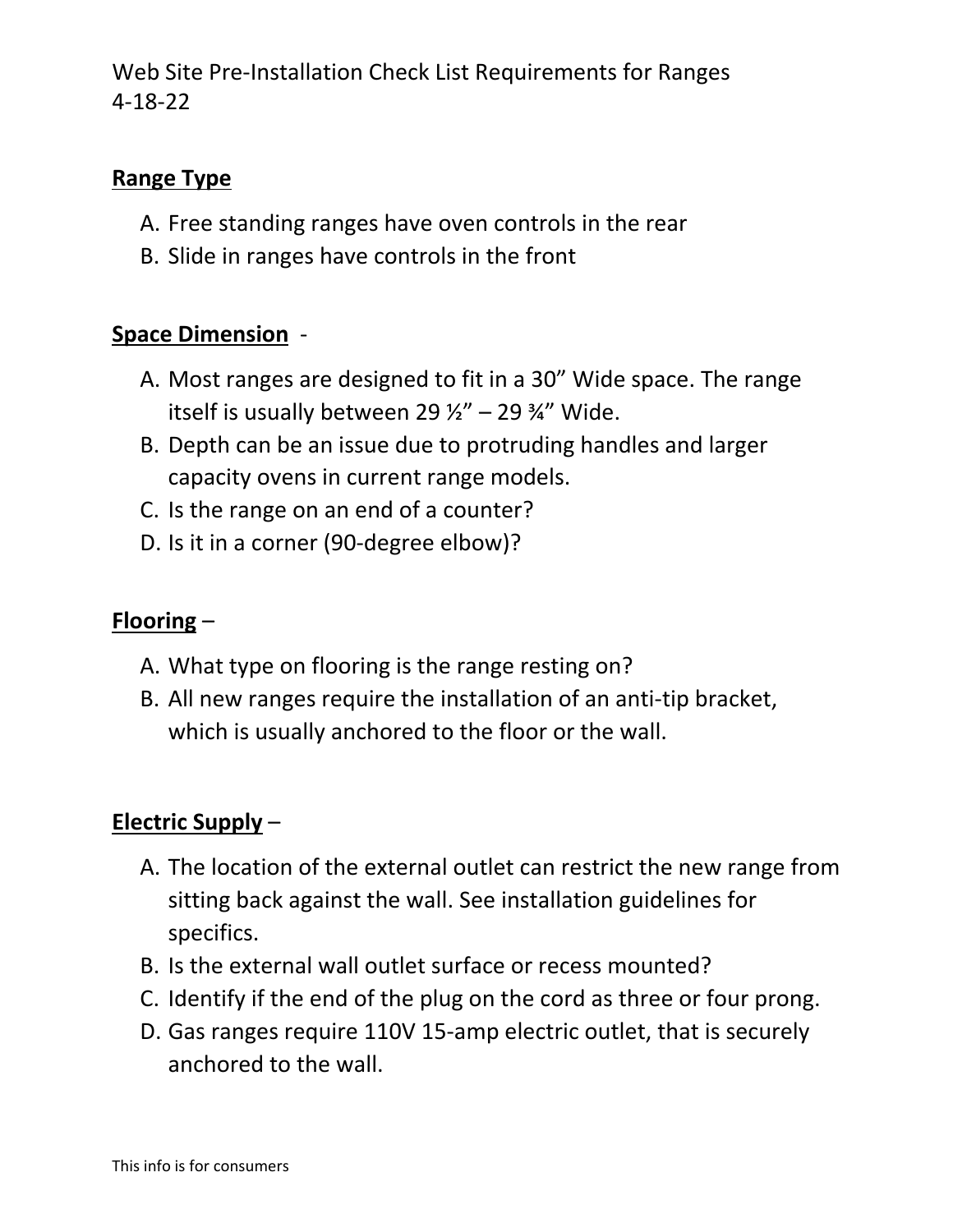# Web Site Pre-Installation Check List Requirements for Ranges
4-18-22

**Range Type**

A. Free standing ranges have oven controls in the rear
B. Slide in ranges have controls in the front

**Space Dimension** -

A. Most ranges are designed to fit in a 30" Wide space. The range itself is usually between 29 ½" – 29 ¾" Wide.
B. Depth can be an issue due to protruding handles and larger capacity ovens in current range models.
C. Is the range on an end of a counter?
D. Is it in a corner (90-degree elbow)?

**Flooring** –

A. What type on flooring is the range resting on?
B. All new ranges require the installation of an anti-tip bracket, which is usually anchored to the floor or the wall.

**Electric Supply** –

A. The location of the external outlet can restrict the new range from sitting back against the wall. See installation guidelines for specifics.
B. Is the external wall outlet surface or recess mounted?
C. Identify if the end of the plug on the cord as three or four prong.
D. Gas ranges require 110V 15-amp electric outlet, that is securely anchored to the wall.

This info is for consumers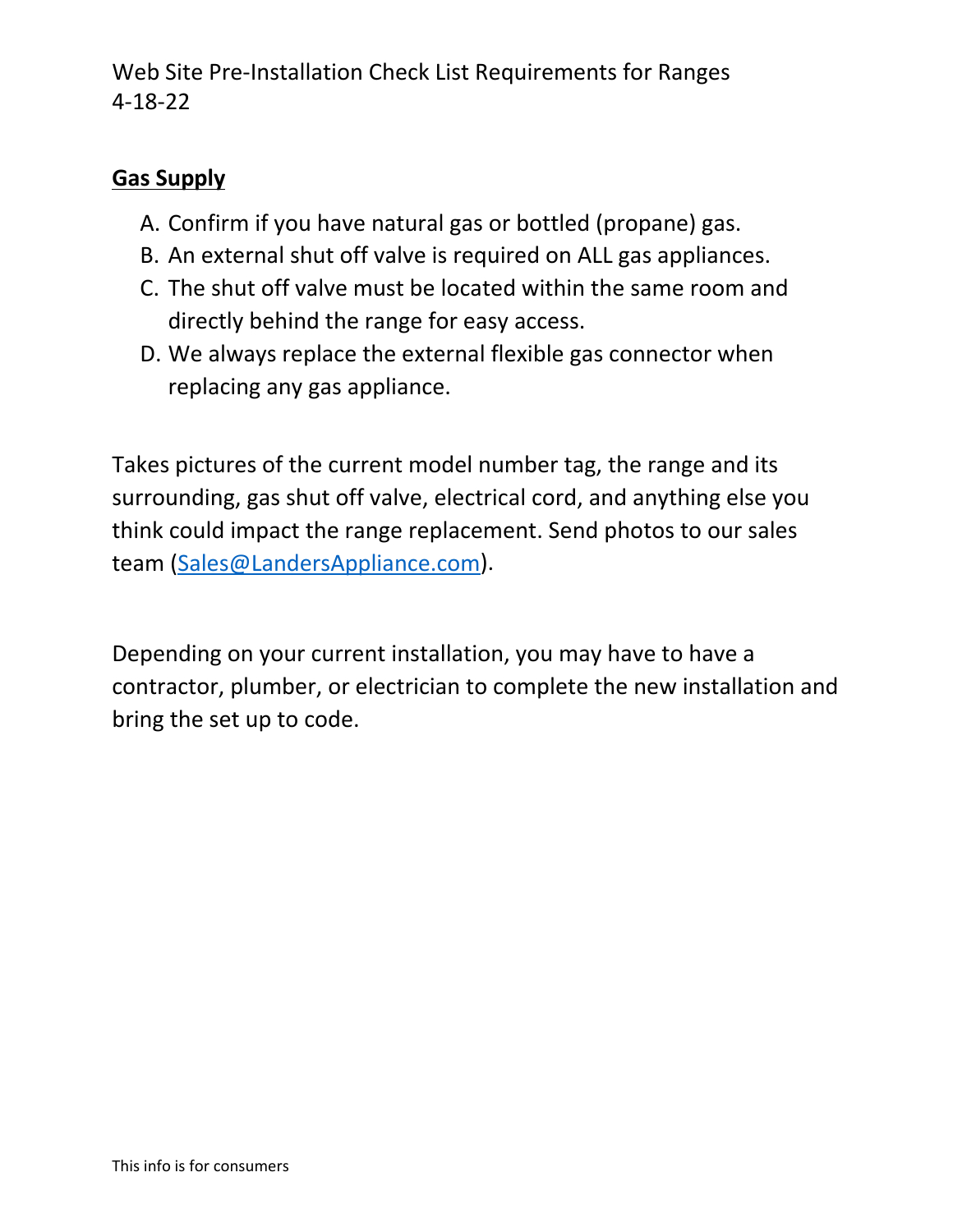Web Site Pre-Installation Check List Requirements for Ranges
4-18-22

## Gas Supply

A. Confirm if you have natural gas or bottled (propane) gas.
B. An external shut off valve is required on ALL gas appliances.
C. The shut off valve must be located within the same room and directly behind the range for easy access.
D. We always replace the external flexible gas connector when replacing any gas appliance.

Takes pictures of the current model number tag, the range and its surrounding, gas shut off valve, electrical cord, and anything else you think could impact the range replacement. Send photos to our sales team (Sales@LandersAppliance.com).

Depending on your current installation, you may have to have a contractor, plumber, or electrician to complete the new installation and bring the set up to code.

This info is for consumers